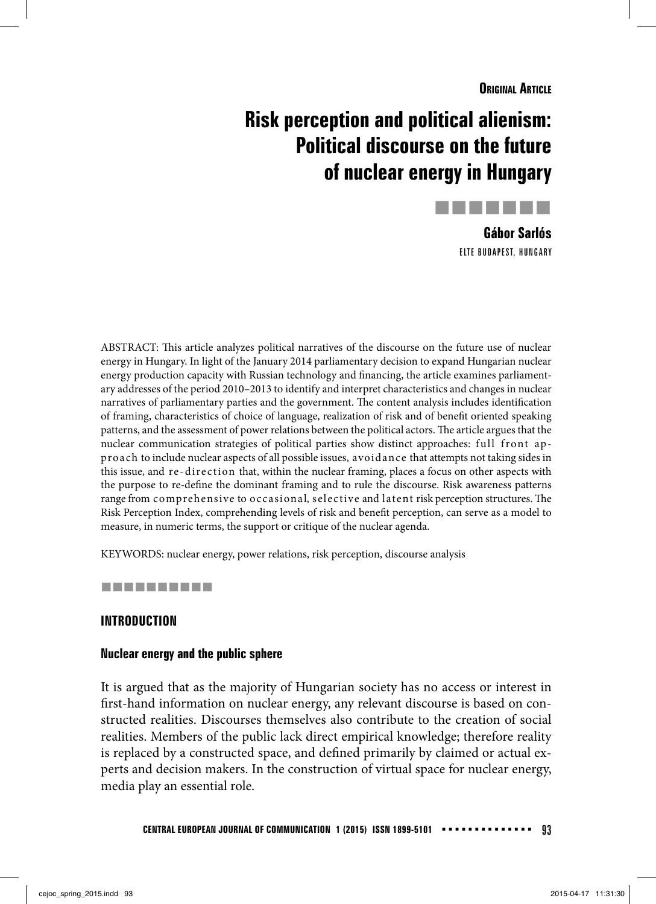Original Article

# Risk perception and political alienism: Political discourse on the future of nuclear energy in Hungary

**Gábor Sarlós**

ELTE BUDAPEST, HUNGARY

ABSTRACT: This article analyzes political narratives of the discourse on the future use of nuclear energy in Hungary. In light of the January 2014 parliamentary decision to expand Hungarian nuclear energy production capacity with Russian technology and financing, the article examines parliamentary addresses of the period 2010–2013 to identify and interpret characteristics and changes in nuclear narratives of parliamentary parties and the government. The content analysis includes identification of framing, characteristics of choice of language, realization of risk and of benefit oriented speaking patterns, and the assessment of power relations between the political actors. The article argues that the nuclear communication strategies of political parties show distinct approaches: full front approach to include nuclear aspects of all possible issues, avoidance that attempts not taking sides in this issue, and re-direction that, within the nuclear framing, places a focus on other aspects with the purpose to re-define the dominant framing and to rule the discourse. Risk awareness patterns range from comprehensive to occasional, selective and latent risk perception structures. The Risk Perception Index, comprehending levels of risk and benefit perception, can serve as a model to measure, in numeric terms, the support or critique of the nuclear agenda.

KEYWORDS: nuclear energy, power relations, risk perception, discourse analysis

## INTRODUCTION

### Nuclear energy and the public sphere

It is argued that as the majority of Hungarian society has no access or interest in first-hand information on nuclear energy, any relevant discourse is based on constructed realities. Discourses themselves also contribute to the creation of social realities. Members of the public lack direct empirical knowledge; therefore reality is replaced by a constructed space, and defined primarily by claimed or actual experts and decision makers. In the construction of virtual space for nuclear energy, media play an essential role.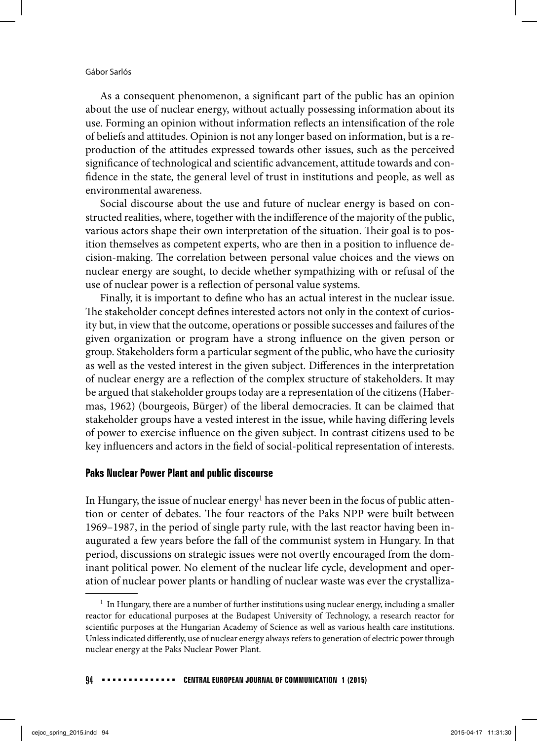As a consequent phenomenon, a significant part of the public has an opinion about the use of nuclear energy, without actually possessing information about its use. Forming an opinion without information reflects an intensification of the role of beliefs and attitudes. Opinion is not any longer based on information, but is a reproduction of the attitudes expressed towards other issues, such as the perceived significance of technological and scientific advancement, attitude towards and confidence in the state, the general level of trust in institutions and people, as well as environmental awareness.

Social discourse about the use and future of nuclear energy is based on constructed realities, where, together with the indifference of the majority of the public, various actors shape their own interpretation of the situation. Their goal is to position themselves as competent experts, who are then in a position to influence decision-making. The correlation between personal value choices and the views on nuclear energy are sought, to decide whether sympathizing with or refusal of the use of nuclear power is a reflection of personal value systems.

Finally, it is important to define who has an actual interest in the nuclear issue. The stakeholder concept defines interested actors not only in the context of curiosity but, in view that the outcome, operations or possible successes and failures of the given organization or program have a strong influence on the given person or group. Stakeholders form a particular segment of the public, who have the curiosity as well as the vested interest in the given subject. Differences in the interpretation of nuclear energy are a reflection of the complex structure of stakeholders. It may be argued that stakeholder groups today are a representation of the citizens (Habermas, 1962) (bourgeois, Bürger) of the liberal democracies. It can be claimed that stakeholder groups have a vested interest in the issue, while having differing levels of power to exercise influence on the given subject. In contrast citizens used to be key influencers and actors in the field of social-political representation of interests.

### Paks Nuclear Power Plant and public discourse

In Hungary, the issue of nuclear energy[1] has never been in the focus of public attention or center of debates. The four reactors of the Paks NPP were built between 1969–1987, in the period of single party rule, with the last reactor having been inaugurated a few years before the fall of the communist system in Hungary. In that period, discussions on strategic issues were not overtly encouraged from the dominant political power. No element of the nuclear life cycle, development and operation of nuclear power plants or handling of nuclear waste was ever the crystalliza-

[1] In Hungary, there are a number of further institutions using nuclear energy, including a smaller reactor for educational purposes at the Budapest University of Technology, a research reactor for scientific purposes at the Hungarian Academy of Science as well as various health care institutions. Unless indicated differently, use of nuclear energy always refers to generation of electric power through nuclear energy at the Paks Nuclear Power Plant.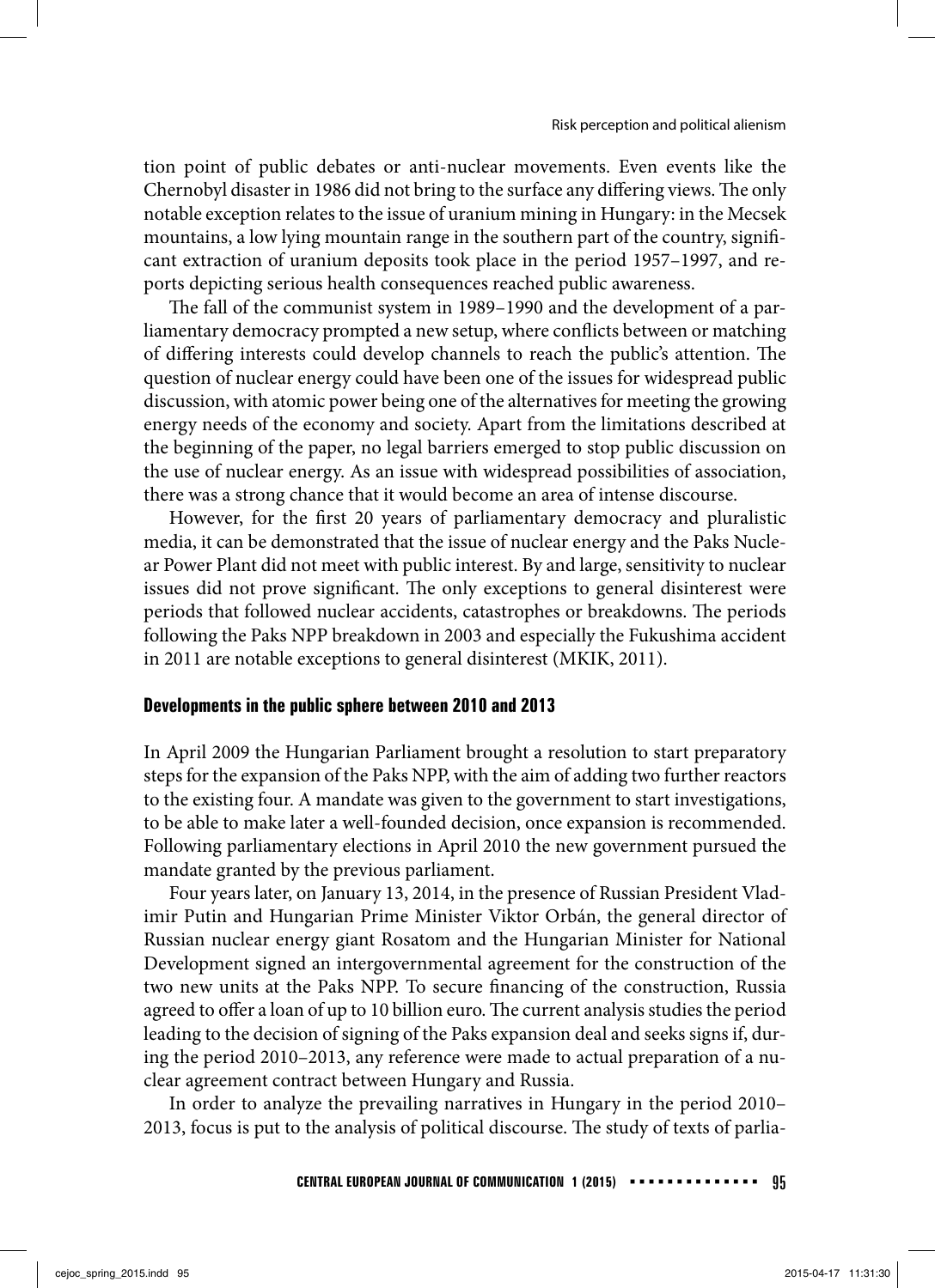tion point of public debates or anti-nuclear movements. Even events like the Chernobyl disaster in 1986 did not bring to the surface any differing views. The only notable exception relates to the issue of uranium mining in Hungary: in the Mecsek mountains, a low lying mountain range in the southern part of the country, significant extraction of uranium deposits took place in the period 1957–1997, and reports depicting serious health consequences reached public awareness.

The fall of the communist system in 1989–1990 and the development of a parliamentary democracy prompted a new setup, where conflicts between or matching of differing interests could develop channels to reach the public's attention. The question of nuclear energy could have been one of the issues for widespread public discussion, with atomic power being one of the alternatives for meeting the growing energy needs of the economy and society. Apart from the limitations described at the beginning of the paper, no legal barriers emerged to stop public discussion on the use of nuclear energy. As an issue with widespread possibilities of association, there was a strong chance that it would become an area of intense discourse.

However, for the first 20 years of parliamentary democracy and pluralistic media, it can be demonstrated that the issue of nuclear energy and the Paks Nuclear Power Plant did not meet with public interest. By and large, sensitivity to nuclear issues did not prove significant. The only exceptions to general disinterest were periods that followed nuclear accidents, catastrophes or breakdowns. The periods following the Paks NPP breakdown in 2003 and especially the Fukushima accident in 2011 are notable exceptions to general disinterest (MKIK, 2011).

## Developments in the public sphere between 2010 and 2013

In April 2009 the Hungarian Parliament brought a resolution to start preparatory steps for the expansion of the Paks NPP, with the aim of adding two further reactors to the existing four. A mandate was given to the government to start investigations, to be able to make later a well-founded decision, once expansion is recommended. Following parliamentary elections in April 2010 the new government pursued the mandate granted by the previous parliament.

Four years later, on January 13, 2014, in the presence of Russian President Vladimir Putin and Hungarian Prime Minister Viktor Orbán, the general director of Russian nuclear energy giant Rosatom and the Hungarian Minister for National Development signed an intergovernmental agreement for the construction of the two new units at the Paks NPP. To secure financing of the construction, Russia agreed to offer a loan of up to 10 billion euro. The current analysis studies the period leading to the decision of signing of the Paks expansion deal and seeks signs if, during the period 2010–2013, any reference were made to actual preparation of a nuclear agreement contract between Hungary and Russia.

In order to analyze the prevailing narratives in Hungary in the period 2010–2013, focus is put to the analysis of political discourse. The study of texts of parlia-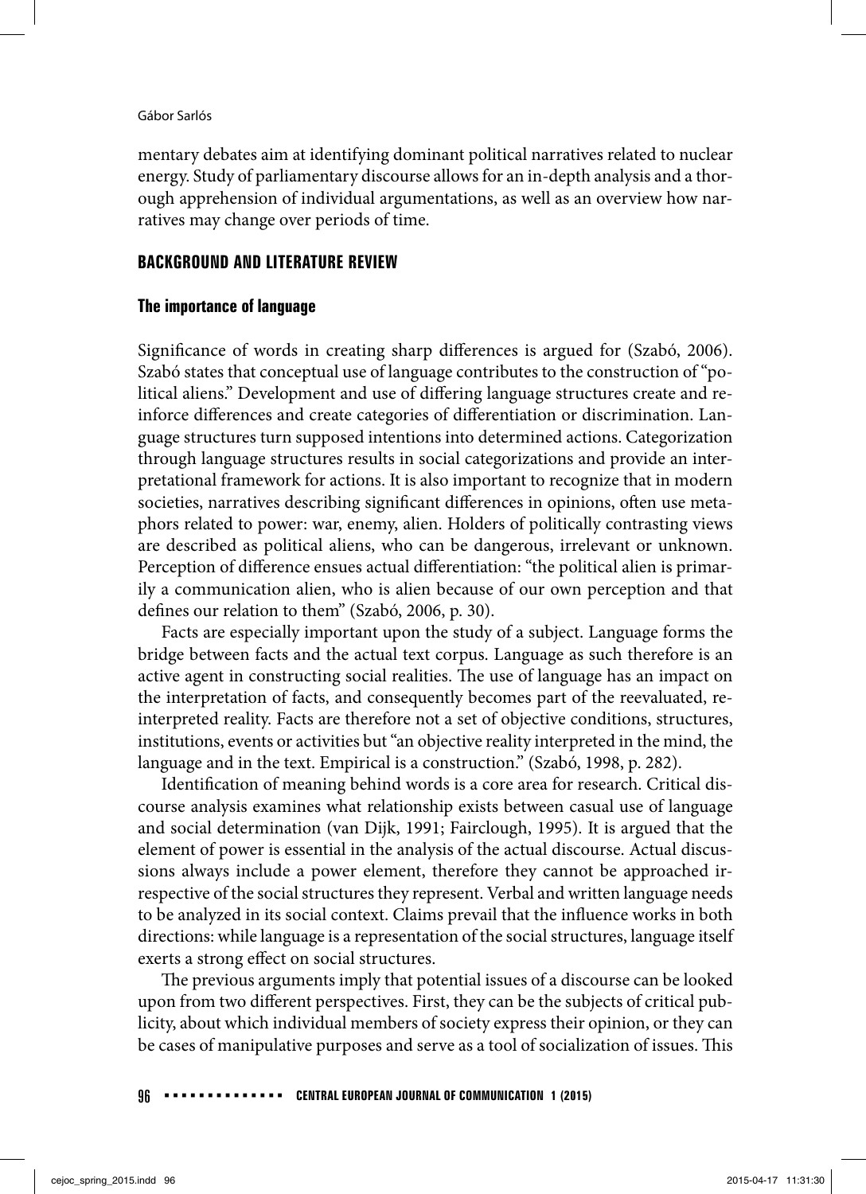mentary debates aim at identifying dominant political narratives related to nuclear energy. Study of parliamentary discourse allows for an in-depth analysis and a thorough apprehension of individual argumentations, as well as an overview how narratives may change over periods of time.

## BACKGROUND AND LITERATURE REVIEW

### The importance of language

Significance of words in creating sharp differences is argued for (Szabó, 2006). Szabó states that conceptual use of language contributes to the construction of "political aliens." Development and use of differing language structures create and reinforce differences and create categories of differentiation or discrimination. Language structures turn supposed intentions into determined actions. Categorization through language structures results in social categorizations and provide an interpretational framework for actions. It is also important to recognize that in modern societies, narratives describing significant differences in opinions, often use metaphors related to power: war, enemy, alien. Holders of politically contrasting views are described as political aliens, who can be dangerous, irrelevant or unknown. Perception of difference ensues actual differentiation: "the political alien is primarily a communication alien, who is alien because of our own perception and that defines our relation to them" (Szabó, 2006, p. 30).

Facts are especially important upon the study of a subject. Language forms the bridge between facts and the actual text corpus. Language as such therefore is an active agent in constructing social realities. The use of language has an impact on the interpretation of facts, and consequently becomes part of the reevaluated, reinterpreted reality. Facts are therefore not a set of objective conditions, structures, institutions, events or activities but "an objective reality interpreted in the mind, the language and in the text. Empirical is a construction." (Szabó, 1998, p. 282).

Identification of meaning behind words is a core area for research. Critical discourse analysis examines what relationship exists between casual use of language and social determination (van Dijk, 1991; Fairclough, 1995). It is argued that the element of power is essential in the analysis of the actual discourse. Actual discussions always include a power element, therefore they cannot be approached irrespective of the social structures they represent. Verbal and written language needs to be analyzed in its social context. Claims prevail that the influence works in both directions: while language is a representation of the social structures, language itself exerts a strong effect on social structures.

The previous arguments imply that potential issues of a discourse can be looked upon from two different perspectives. First, they can be the subjects of critical publicity, about which individual members of society express their opinion, or they can be cases of manipulative purposes and serve as a tool of socialization of issues. This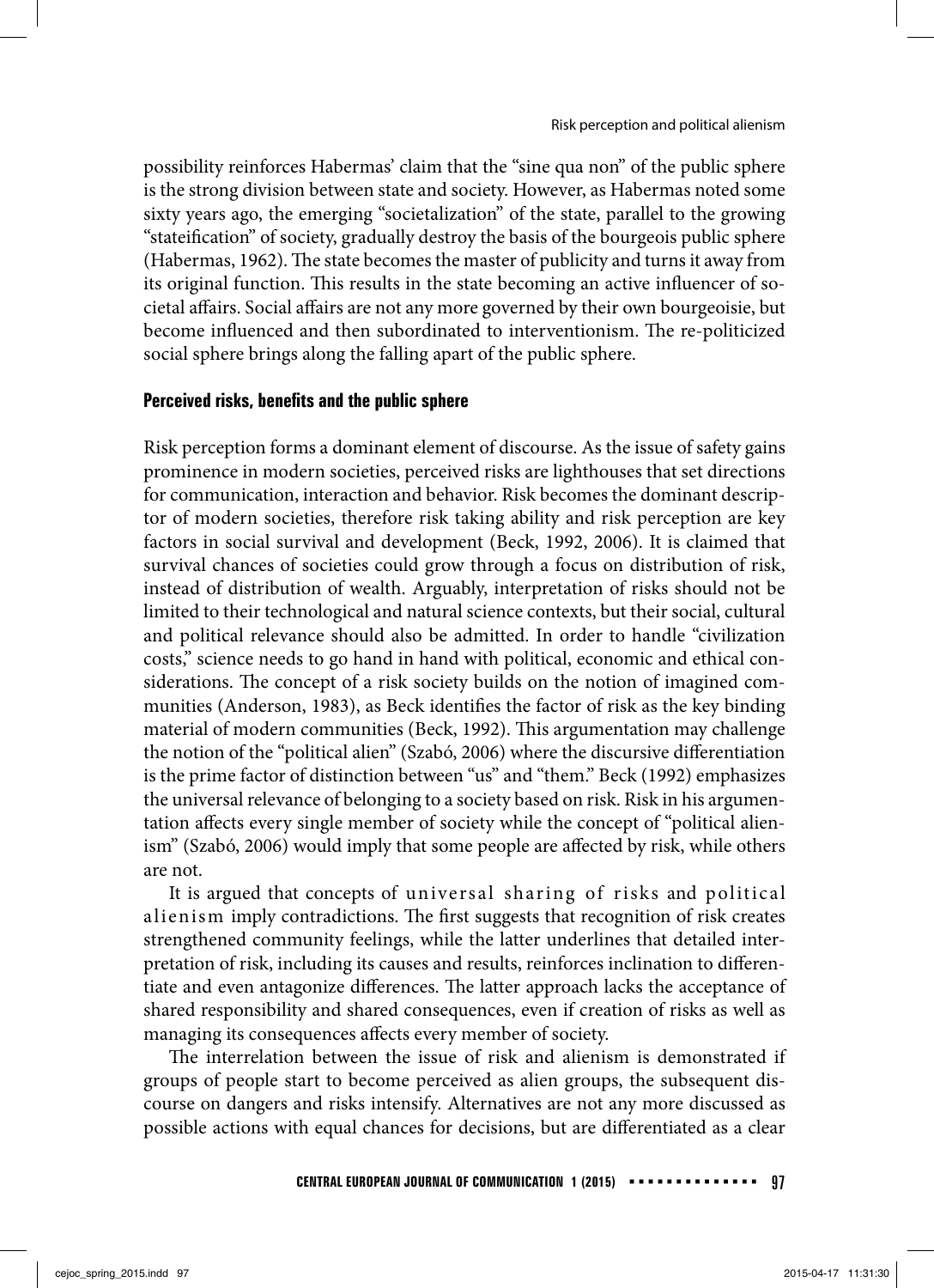possibility reinforces Habermas' claim that the "sine qua non" of the public sphere is the strong division between state and society. However, as Habermas noted some sixty years ago, the emerging "societalization" of the state, parallel to the growing "stateification" of society, gradually destroy the basis of the bourgeois public sphere (Habermas, 1962). The state becomes the master of publicity and turns it away from its original function. This results in the state becoming an active influencer of societal affairs. Social affairs are not any more governed by their own bourgeoisie, but become influenced and then subordinated to interventionism. The re-politicized social sphere brings along the falling apart of the public sphere.

## Perceived risks, benefits and the public sphere

Risk perception forms a dominant element of discourse. As the issue of safety gains prominence in modern societies, perceived risks are lighthouses that set directions for communication, interaction and behavior. Risk becomes the dominant descriptor of modern societies, therefore risk taking ability and risk perception are key factors in social survival and development (Beck, 1992, 2006). It is claimed that survival chances of societies could grow through a focus on distribution of risk, instead of distribution of wealth. Arguably, interpretation of risks should not be limited to their technological and natural science contexts, but their social, cultural and political relevance should also be admitted. In order to handle "civilization costs," science needs to go hand in hand with political, economic and ethical considerations. The concept of a risk society builds on the notion of imagined communities (Anderson, 1983), as Beck identifies the factor of risk as the key binding material of modern communities (Beck, 1992). This argumentation may challenge the notion of the "political alien" (Szabó, 2006) where the discursive differentiation is the prime factor of distinction between "us" and "them." Beck (1992) emphasizes the universal relevance of belonging to a society based on risk. Risk in his argumentation affects every single member of society while the concept of "political alienism" (Szabó, 2006) would imply that some people are affected by risk, while others are not.

It is argued that concepts of universal sharing of risks and political alienism imply contradictions. The first suggests that recognition of risk creates strengthened community feelings, while the latter underlines that detailed interpretation of risk, including its causes and results, reinforces inclination to differentiate and even antagonize differences. The latter approach lacks the acceptance of shared responsibility and shared consequences, even if creation of risks as well as managing its consequences affects every member of society.

The interrelation between the issue of risk and alienism is demonstrated if groups of people start to become perceived as alien groups, the subsequent discourse on dangers and risks intensify. Alternatives are not any more discussed as possible actions with equal chances for decisions, but are differentiated as a clear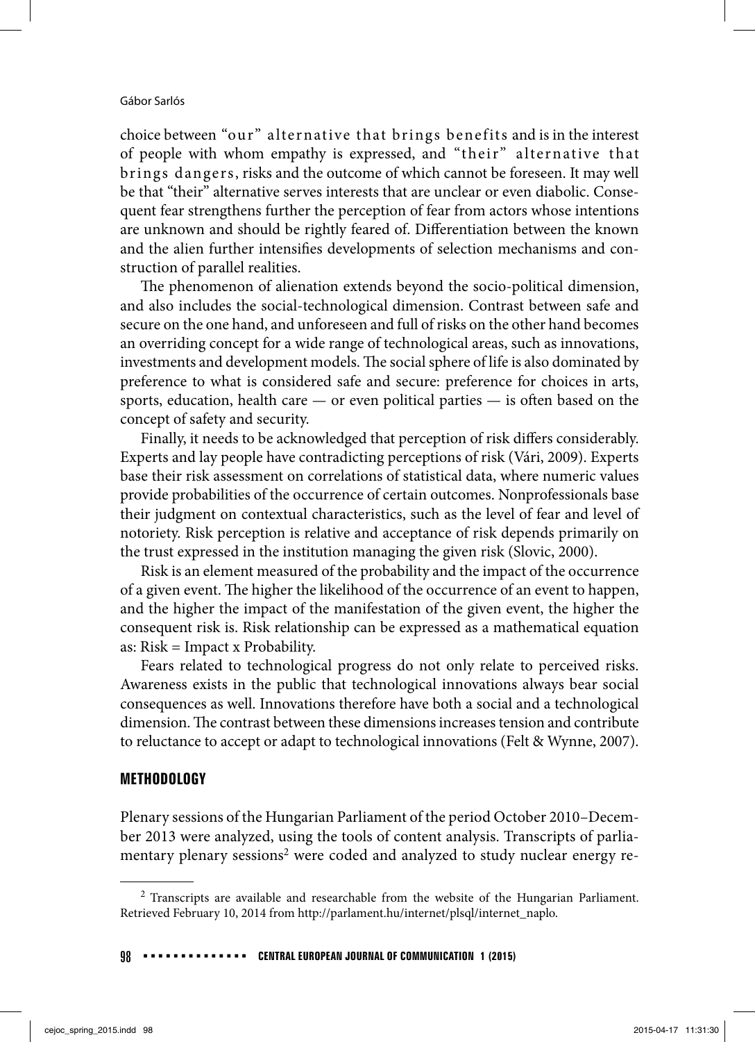choice between "our" alternative that brings benefits and is in the interest of people with whom empathy is expressed, and "their" alternative that brings dangers, risks and the outcome of which cannot be foreseen. It may well be that "their" alternative serves interests that are unclear or even diabolic. Consequent fear strengthens further the perception of fear from actors whose intentions are unknown and should be rightly feared of. Differentiation between the known and the alien further intensifies developments of selection mechanisms and construction of parallel realities.

The phenomenon of alienation extends beyond the socio-political dimension, and also includes the social-technological dimension. Contrast between safe and secure on the one hand, and unforeseen and full of risks on the other hand becomes an overriding concept for a wide range of technological areas, such as innovations, investments and development models. The social sphere of life is also dominated by preference to what is considered safe and secure: preference for choices in arts, sports, education, health care — or even political parties — is often based on the concept of safety and security.

Finally, it needs to be acknowledged that perception of risk differs considerably. Experts and lay people have contradicting perceptions of risk (Vári, 2009). Experts base their risk assessment on correlations of statistical data, where numeric values provide probabilities of the occurrence of certain outcomes. Nonprofessionals base their judgment on contextual characteristics, such as the level of fear and level of notoriety. Risk perception is relative and acceptance of risk depends primarily on the trust expressed in the institution managing the given risk (Slovic, 2000).

Risk is an element measured of the probability and the impact of the occurrence of a given event. The higher the likelihood of the occurrence of an event to happen, and the higher the impact of the manifestation of the given event, the higher the consequent risk is. Risk relationship can be expressed as a mathematical equation as: Risk = Impact x Probability.

Fears related to technological progress do not only relate to perceived risks. Awareness exists in the public that technological innovations always bear social consequences as well. Innovations therefore have both a social and a technological dimension. The contrast between these dimensions increases tension and contribute to reluctance to accept or adapt to technological innovations (Felt & Wynne, 2007).

## METHODOLOGY

Plenary sessions of the Hungarian Parliament of the period October 2010–December 2013 were analyzed, using the tools of content analysis. Transcripts of parliamentary plenary sessions[2] were coded and analyzed to study nuclear energy re-

[2] Transcripts are available and researchable from the website of the Hungarian Parliament. Retrieved February 10, 2014 from http://parlament.hu/internet/plsql/internet_naplo.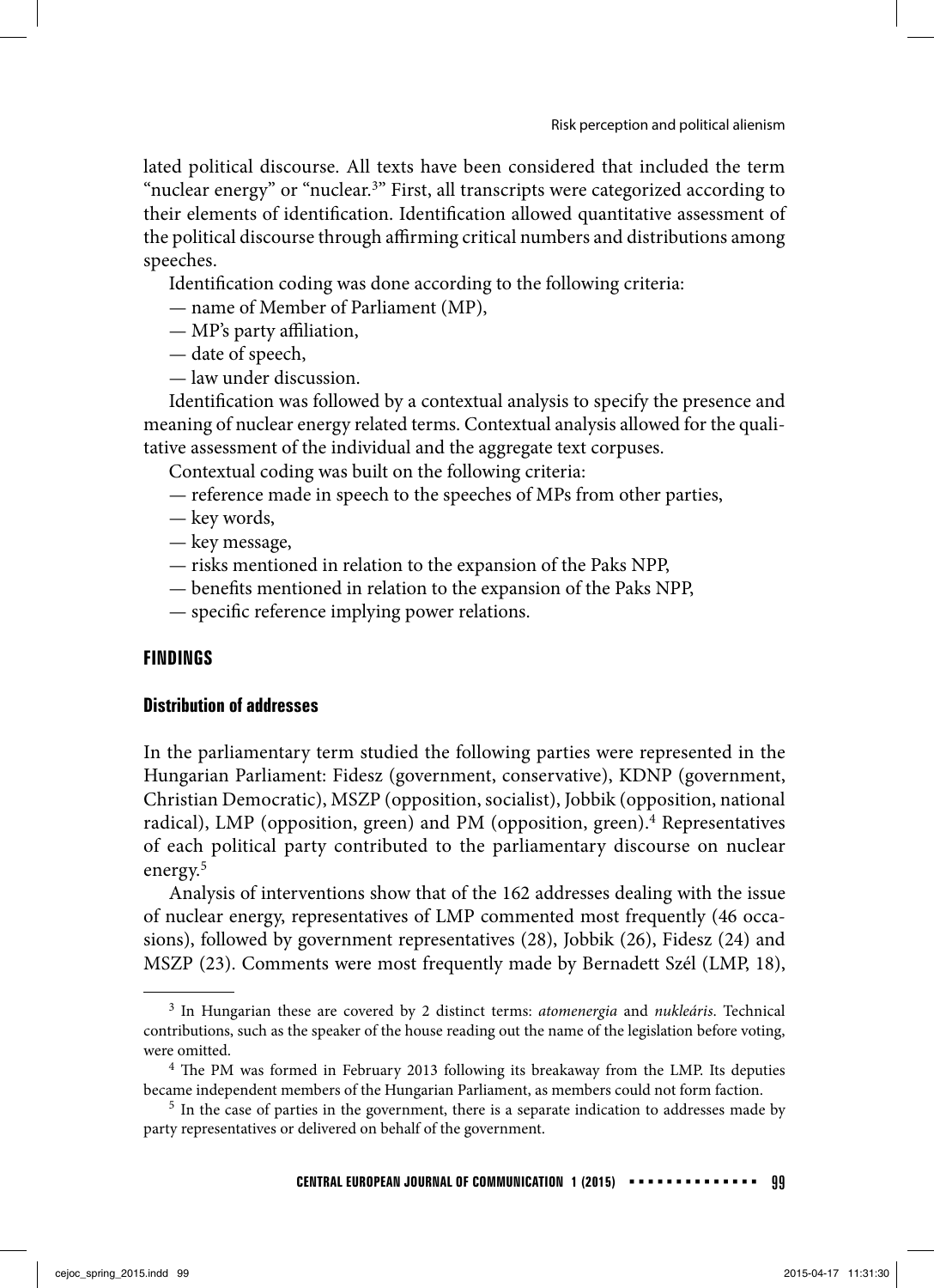lated political discourse. All texts have been considered that included the term "nuclear energy" or "nuclear.[3]" First, all transcripts were categorized according to their elements of identification. Identification allowed quantitative assessment of the political discourse through affirming critical numbers and distributions among speeches.

Identification coding was done according to the following criteria:

— name of Member of Parliament (MP),

— MP's party affiliation,

— date of speech,

— law under discussion.

Identification was followed by a contextual analysis to specify the presence and meaning of nuclear energy related terms. Contextual analysis allowed for the qualitative assessment of the individual and the aggregate text corpuses.

Contextual coding was built on the following criteria:

— reference made in speech to the speeches of MPs from other parties,

— key words,

— key message,

— risks mentioned in relation to the expansion of the Paks NPP,

— benefits mentioned in relation to the expansion of the Paks NPP,

— specific reference implying power relations.

## FINDINGS

### Distribution of addresses

In the parliamentary term studied the following parties were represented in the Hungarian Parliament: Fidesz (government, conservative), KDNP (government, Christian Democratic), MSZP (opposition, socialist), Jobbik (opposition, national radical), LMP (opposition, green) and PM (opposition, green).[4] Representatives of each political party contributed to the parliamentary discourse on nuclear energy.[5]

Analysis of interventions show that of the 162 addresses dealing with the issue of nuclear energy, representatives of LMP commented most frequently (46 occasions), followed by government representatives (28), Jobbik (26), Fidesz (24) and MSZP (23). Comments were most frequently made by Bernadett Szél (LMP, 18),

---

[3] In Hungarian these are covered by 2 distinct terms: *atomenergia* and *nukleáris*. Technical contributions, such as the speaker of the house reading out the name of the legislation before voting, were omitted.

[4] The PM was formed in February 2013 following its breakaway from the LMP. Its deputies became independent members of the Hungarian Parliament, as members could not form faction.

[5] In the case of parties in the government, there is a separate indication to addresses made by party representatives or delivered on behalf of the government.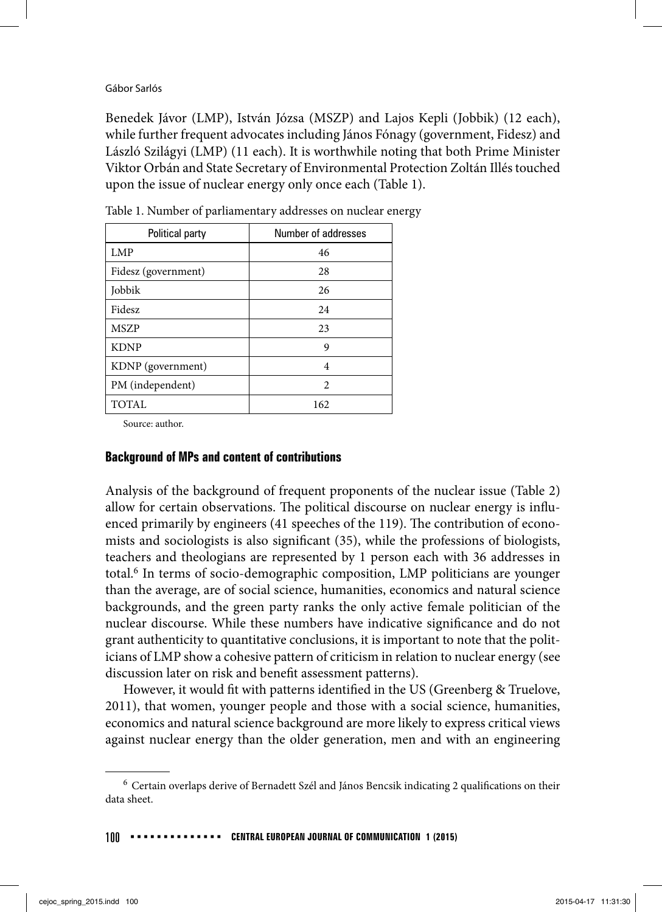Benedek Jávor (LMP), István Józsa (MSZP) and Lajos Kepli (Jobbik) (12 each), while further frequent advocates including János Fónagy (government, Fidesz) and László Szilágyi (LMP) (11 each). It is worthwhile noting that both Prime Minister Viktor Orbán and State Secretary of Environmental Protection Zoltán Illés touched upon the issue of nuclear energy only once each (Table 1).

Table 1. Number of parliamentary addresses on nuclear energy

| Political party | Number of addresses |
|---|---|
| LMP | 46 |
| Fidesz (government) | 28 |
| Jobbik | 26 |
| Fidesz | 24 |
| MSZP | 23 |
| KDNP | 9 |
| KDNP (government) | 4 |
| PM (independent) | 2 |
| TOTAL | 162 |

Source: author.

### Background of MPs and content of contributions

Analysis of the background of frequent proponents of the nuclear issue (Table 2) allow for certain observations. The political discourse on nuclear energy is influenced primarily by engineers (41 speeches of the 119). The contribution of economists and sociologists is also significant (35), while the professions of biologists, teachers and theologians are represented by 1 person each with 36 addresses in total.[6] In terms of socio-demographic composition, LMP politicians are younger than the average, are of social science, humanities, economics and natural science backgrounds, and the green party ranks the only active female politician of the nuclear discourse. While these numbers have indicative significance and do not grant authenticity to quantitative conclusions, it is important to note that the politicians of LMP show a cohesive pattern of criticism in relation to nuclear energy (see discussion later on risk and benefit assessment patterns).

However, it would fit with patterns identified in the US (Greenberg & Truelove, 2011), that women, younger people and those with a social science, humanities, economics and natural science background are more likely to express critical views against nuclear energy than the older generation, men and with an engineering

[6] Certain overlaps derive of Bernadett Szél and János Bencsik indicating 2 qualifications on their data sheet.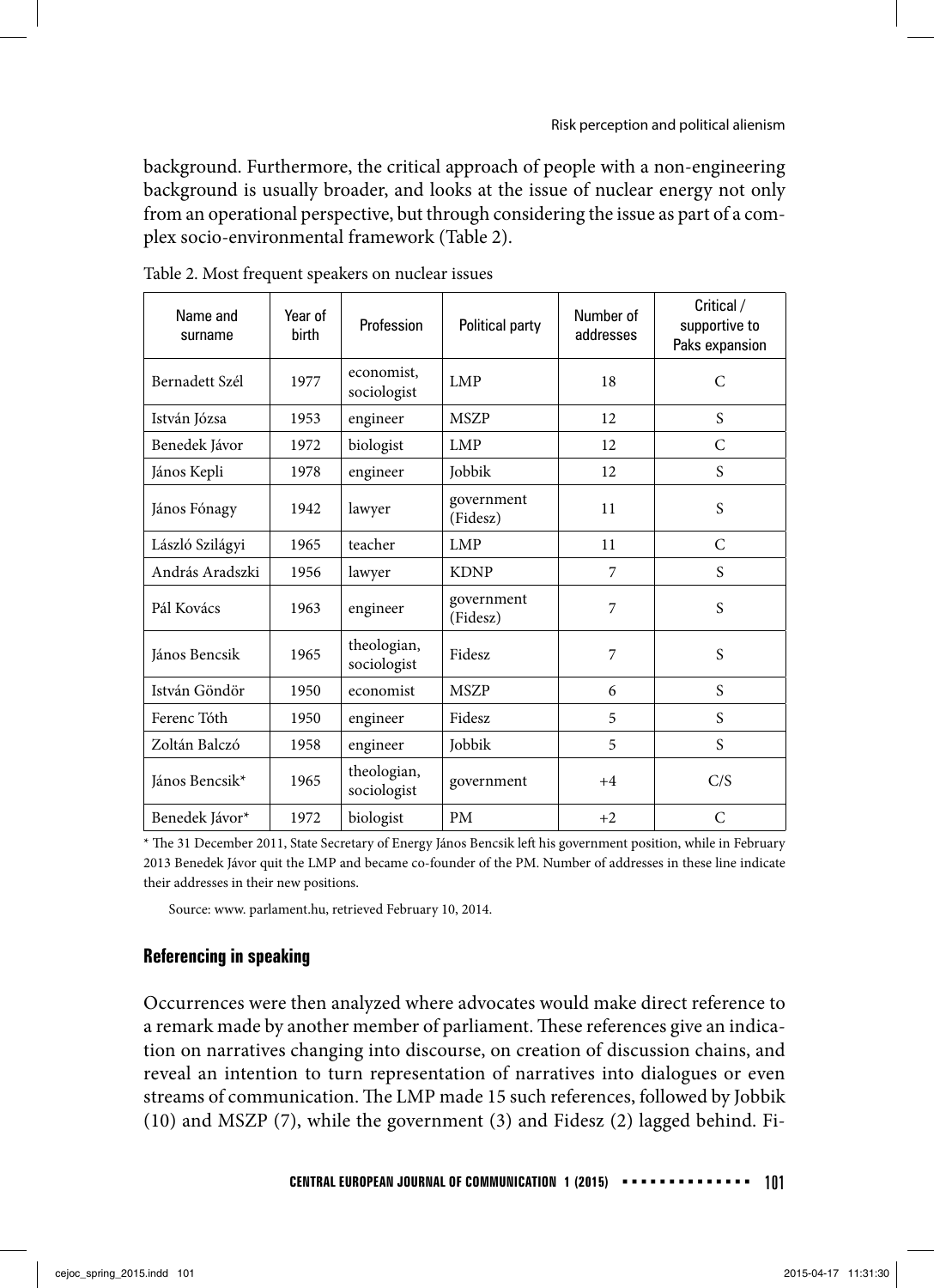background. Furthermore, the critical approach of people with a non-engineering background is usually broader, and looks at the issue of nuclear energy not only from an operational perspective, but through considering the issue as part of a complex socio-environmental framework (Table 2).

Table 2. Most frequent speakers on nuclear issues

| Name and surname | Year of birth | Profession | Political party | Number of addresses | Critical / supportive to Paks expansion |
|---|---|---|---|---|---|
| Bernadett Szél | 1977 | economist, sociologist | LMP | 18 | C |
| István Józsa | 1953 | engineer | MSZP | 12 | S |
| Benedek Jávor | 1972 | biologist | LMP | 12 | C |
| János Kepli | 1978 | engineer | Jobbik | 12 | S |
| János Fónagy | 1942 | lawyer | government (Fidesz) | 11 | S |
| László Szilágyi | 1965 | teacher | LMP | 11 | C |
| András Aradszki | 1956 | lawyer | KDNP | 7 | S |
| Pál Kovács | 1963 | engineer | government (Fidesz) | 7 | S |
| János Bencsik | 1965 | theologian, sociologist | Fidesz | 7 | S |
| István Göndör | 1950 | economist | MSZP | 6 | S |
| Ferenc Tóth | 1950 | engineer | Fidesz | 5 | S |
| Zoltán Balczó | 1958 | engineer | Jobbik | 5 | S |
| János Bencsik* | 1965 | theologian, sociologist | government | +4 | C/S |
| Benedek Jávor* | 1972 | biologist | PM | +2 | C |

* The 31 December 2011, State Secretary of Energy János Bencsik left his government position, while in February 2013 Benedek Jávor quit the LMP and became co-founder of the PM. Number of addresses in these line indicate their addresses in their new positions.

Source: www. parlament.hu, retrieved February 10, 2014.

### Referencing in speaking

Occurrences were then analyzed where advocates would make direct reference to a remark made by another member of parliament. These references give an indication on narratives changing into discourse, on creation of discussion chains, and reveal an intention to turn representation of narratives into dialogues or even streams of communication. The LMP made 15 such references, followed by Jobbik (10) and MSZP (7), while the government (3) and Fidesz (2) lagged behind. Fi-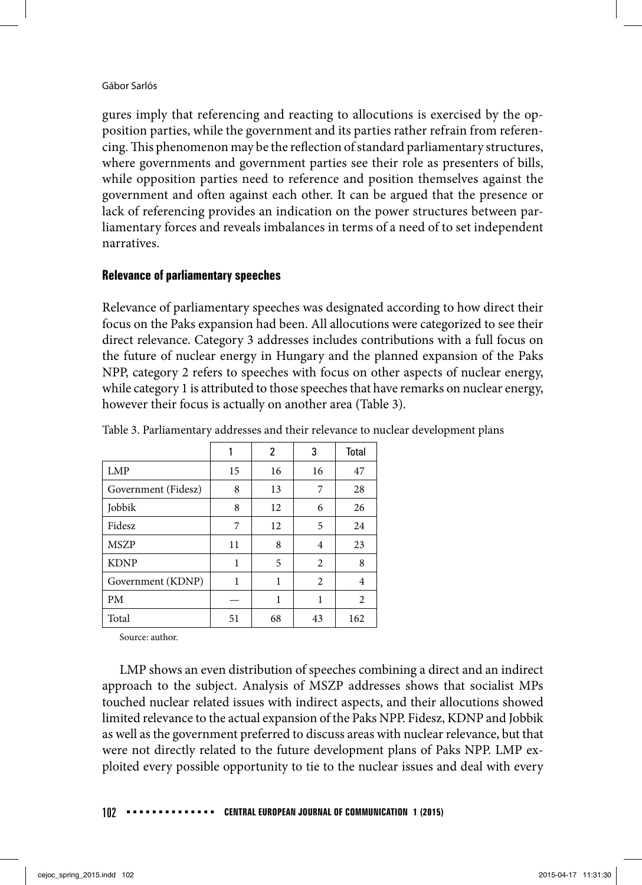gures imply that referencing and reacting to allocutions is exercised by the opposition parties, while the government and its parties rather refrain from referencing. This phenomenon may be the reflection of standard parliamentary structures, where governments and government parties see their role as presenters of bills, while opposition parties need to reference and position themselves against the government and often against each other. It can be argued that the presence or lack of referencing provides an indication on the power structures between parliamentary forces and reveals imbalances in terms of a need of to set independent narratives.

### Relevance of parliamentary speeches

Relevance of parliamentary speeches was designated according to how direct their focus on the Paks expansion had been. All allocutions were categorized to see their direct relevance. Category 3 addresses includes contributions with a full focus on the future of nuclear energy in Hungary and the planned expansion of the Paks NPP, category 2 refers to speeches with focus on other aspects of nuclear energy, while category 1 is attributed to those speeches that have remarks on nuclear energy, however their focus is actually on another area (Table 3).

Table 3. Parliamentary addresses and their relevance to nuclear development plans

| | 1 | 2 | 3 | Total |
|---|---|---|---|---|
| LMP | 15 | 16 | 16 | 47 |
| Government (Fidesz) | 8 | 13 | 7 | 28 |
| Jobbik | 8 | 12 | 6 | 26 |
| Fidesz | 7 | 12 | 5 | 24 |
| MSZP | 11 | 8 | 4 | 23 |
| KDNP | 1 | 5 | 2 | 8 |
| Government (KDNP) | 1 | 1 | 2 | 4 |
| PM | — | 1 | 1 | 2 |
| Total | 51 | 68 | 43 | 162 |

Source: author.

LMP shows an even distribution of speeches combining a direct and an indirect approach to the subject. Analysis of MSZP addresses shows that socialist MPs touched nuclear related issues with indirect aspects, and their allocutions showed limited relevance to the actual expansion of the Paks NPP. Fidesz, KDNP and Jobbik as well as the government preferred to discuss areas with nuclear relevance, but that were not directly related to the future development plans of Paks NPP. LMP exploited every possible opportunity to tie to the nuclear issues and deal with every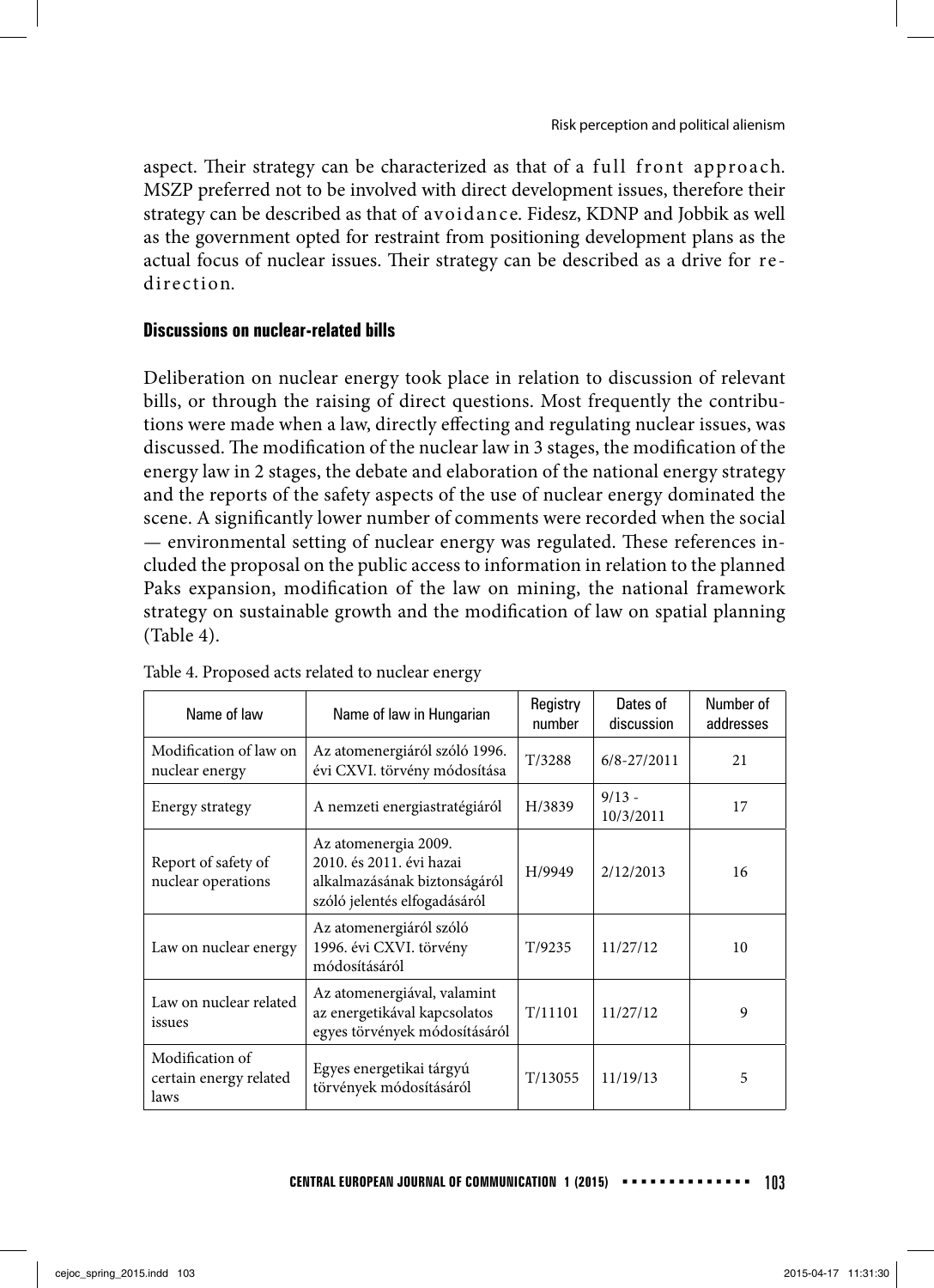aspect. Their strategy can be characterized as that of a full front approach. MSZP preferred not to be involved with direct development issues, therefore their strategy can be described as that of avoidance. Fidesz, KDNP and Jobbik as well as the government opted for restraint from positioning development plans as the actual focus of nuclear issues. Their strategy can be described as a drive for re-direction.

### Discussions on nuclear-related bills

Deliberation on nuclear energy took place in relation to discussion of relevant bills, or through the raising of direct questions. Most frequently the contributions were made when a law, directly effecting and regulating nuclear issues, was discussed. The modification of the nuclear law in 3 stages, the modification of the energy law in 2 stages, the debate and elaboration of the national energy strategy and the reports of the safety aspects of the use of nuclear energy dominated the scene. A significantly lower number of comments were recorded when the social — environmental setting of nuclear energy was regulated. These references included the proposal on the public access to information in relation to the planned Paks expansion, modification of the law on mining, the national framework strategy on sustainable growth and the modification of law on spatial planning (Table 4).

Table 4. Proposed acts related to nuclear energy

| Name of law | Name of law in Hungarian | Registry number | Dates of discussion | Number of addresses |
|---|---|---|---|---|
| Modification of law on nuclear energy | Az atomenergiáról szóló 1996. évi CXVI. törvény módosítása | T/3288 | 6/8-27/2011 | 21 |
| Energy strategy | A nemzeti energiastratégiáról | H/3839 | 9/13 - 10/3/2011 | 17 |
| Report of safety of nuclear operations | Az atomenergia 2009. 2010. és 2011. évi hazai alkalmazásának biztonságáról szóló jelentés elfogadásáról | H/9949 | 2/12/2013 | 16 |
| Law on nuclear energy | Az atomenergiáról szóló 1996. évi CXVI. törvény módosításáról | T/9235 | 11/27/12 | 10 |
| Law on nuclear related issues | Az atomenergiával, valamint az energetikával kapcsolatos egyes törvények módosításáról | T/11101 | 11/27/12 | 9 |
| Modification of certain energy related laws | Egyes energetikai tárgyú törvények módosításáról | T/13055 | 11/19/13 | 5 |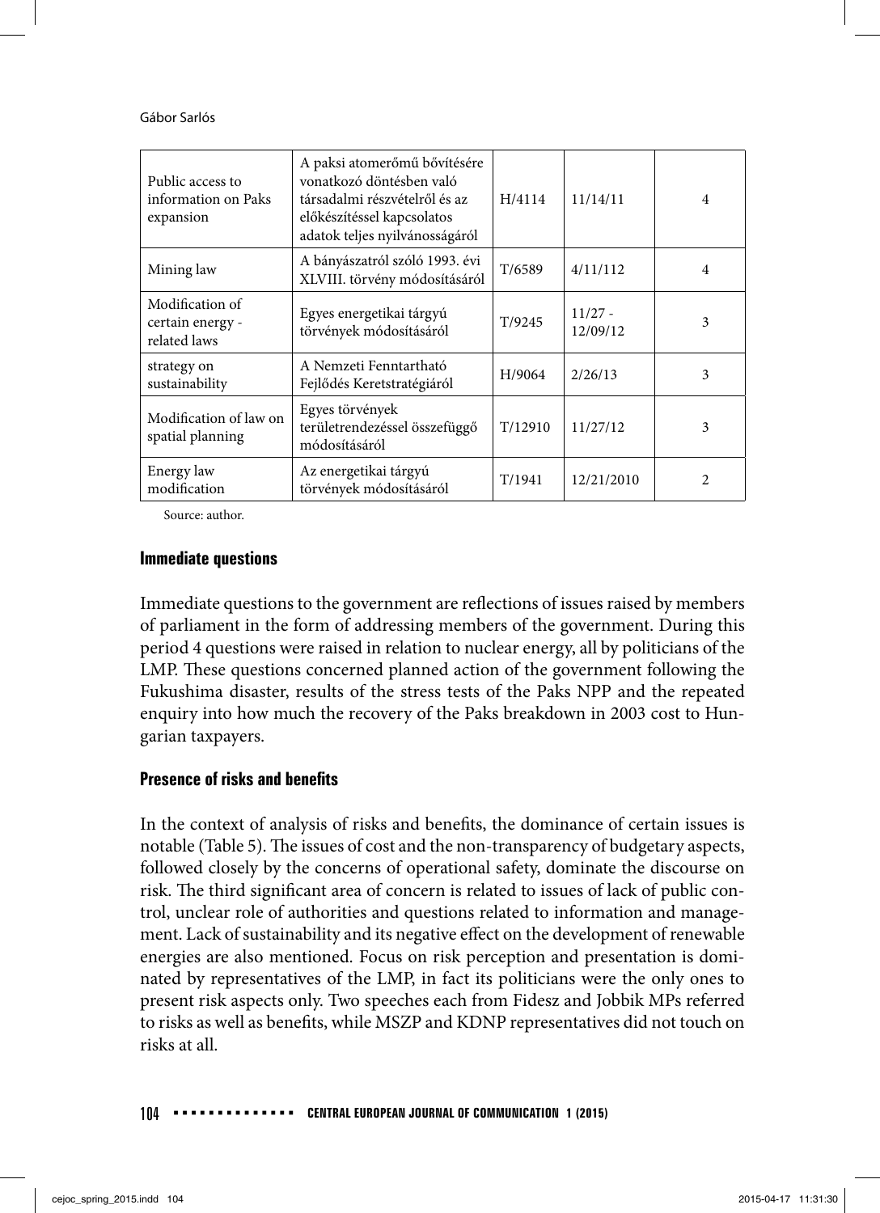| Public access to information on Paks expansion | A paksi atomerőmű bővítésére vonatkozó döntésben való társadalmi részvételről és az előkészítéssel kapcsolatos adatok teljes nyilvánosságáról | H/4114 | 11/14/11 | 4 |
|---|---|---|---|---|
| Mining law | A bányászatról szóló 1993. évi XLVIII. törvény módosításáról | T/6589 | 4/11/112 | 4 |
| Modification of certain energy - related laws | Egyes energetikai tárgyú törvények módosításáról | T/9245 | 11/27 - 12/09/12 | 3 |
| strategy on sustainability | A Nemzeti Fenntartható Fejlődés Keretstratégiáról | H/9064 | 2/26/13 | 3 |
| Modification of law on spatial planning | Egyes törvények területrendezéssel összefüggő módosításáról | T/12910 | 11/27/12 | 3 |
| Energy law modification | Az energetikai tárgyú törvények módosításáról | T/1941 | 12/21/2010 | 2 |

Source: author.

### Immediate questions

Immediate questions to the government are reflections of issues raised by members of parliament in the form of addressing members of the government. During this period 4 questions were raised in relation to nuclear energy, all by politicians of the LMP. These questions concerned planned action of the government following the Fukushima disaster, results of the stress tests of the Paks NPP and the repeated enquiry into how much the recovery of the Paks breakdown in 2003 cost to Hungarian taxpayers.

### Presence of risks and benefits

In the context of analysis of risks and benefits, the dominance of certain issues is notable (Table 5). The issues of cost and the non-transparency of budgetary aspects, followed closely by the concerns of operational safety, dominate the discourse on risk. The third significant area of concern is related to issues of lack of public control, unclear role of authorities and questions related to information and management. Lack of sustainability and its negative effect on the development of renewable energies are also mentioned. Focus on risk perception and presentation is dominated by representatives of the LMP, in fact its politicians were the only ones to present risk aspects only. Two speeches each from Fidesz and Jobbik MPs referred to risks as well as benefits, while MSZP and KDNP representatives did not touch on risks at all.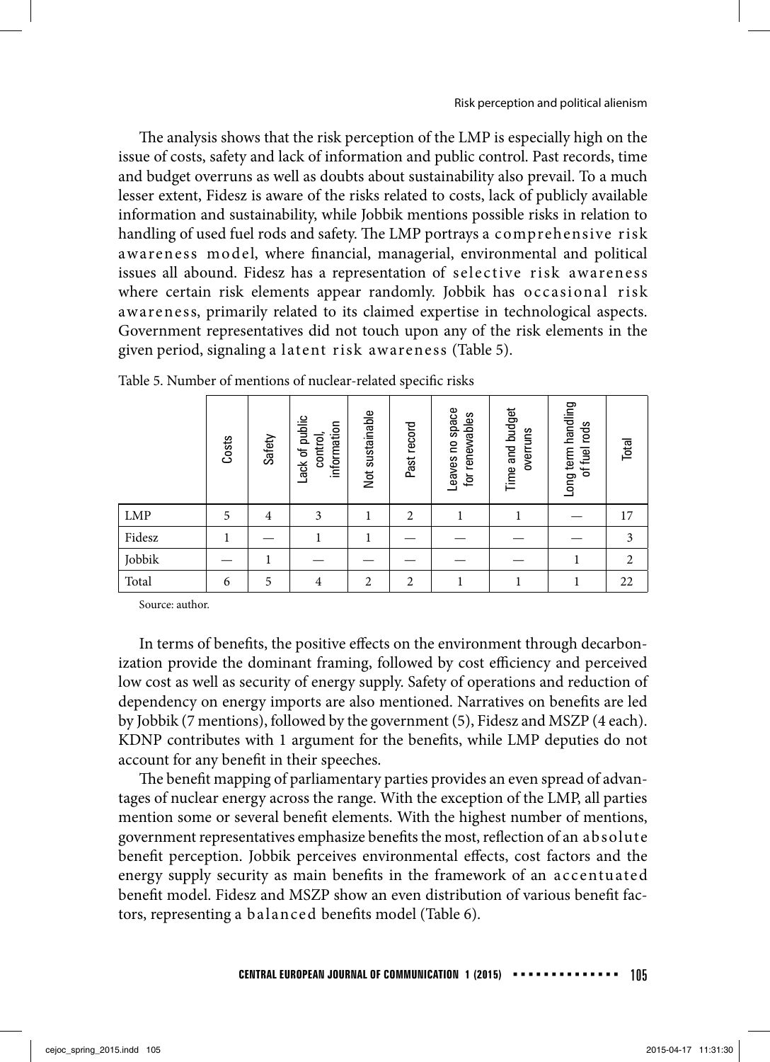The analysis shows that the risk perception of the LMP is especially high on the issue of costs, safety and lack of information and public control. Past records, time and budget overruns as well as doubts about sustainability also prevail. To a much lesser extent, Fidesz is aware of the risks related to costs, lack of publicly available information and sustainability, while Jobbik mentions possible risks in relation to handling of used fuel rods and safety. The LMP portrays a comprehensive risk awareness model, where financial, managerial, environmental and political issues all abound. Fidesz has a representation of selective risk awareness where certain risk elements appear randomly. Jobbik has occasional risk awareness, primarily related to its claimed expertise in technological aspects. Government representatives did not touch upon any of the risk elements in the given period, signaling a latent risk awareness (Table 5).

Table 5. Number of mentions of nuclear-related specific risks

| | Costs | Safety | Lack of public control, information | Not sustainable | Past record | Leaves no space for renewables | Time and budget overruns | Long term handling of fuel rods | Total |
|---|---|---|---|---|---|---|---|---|---|
| LMP | 5 | 4 | 3 | 1 | 2 | 1 | 1 | — | 17 |
| Fidesz | 1 | — | 1 | 1 | — | — | — | — | 3 |
| Jobbik | — | 1 | — | — | — | — | — | 1 | 2 |
| Total | 6 | 5 | 4 | 2 | 2 | 1 | 1 | 1 | 22 |

Source: author.

In terms of benefits, the positive effects on the environment through decarbonization provide the dominant framing, followed by cost efficiency and perceived low cost as well as security of energy supply. Safety of operations and reduction of dependency on energy imports are also mentioned. Narratives on benefits are led by Jobbik (7 mentions), followed by the government (5), Fidesz and MSZP (4 each). KDNP contributes with 1 argument for the benefits, while LMP deputies do not account for any benefit in their speeches.

The benefit mapping of parliamentary parties provides an even spread of advantages of nuclear energy across the range. With the exception of the LMP, all parties mention some or several benefit elements. With the highest number of mentions, government representatives emphasize benefits the most, reflection of an absolute benefit perception. Jobbik perceives environmental effects, cost factors and the energy supply security as main benefits in the framework of an accentuated benefit model. Fidesz and MSZP show an even distribution of various benefit factors, representing a balanced benefits model (Table 6).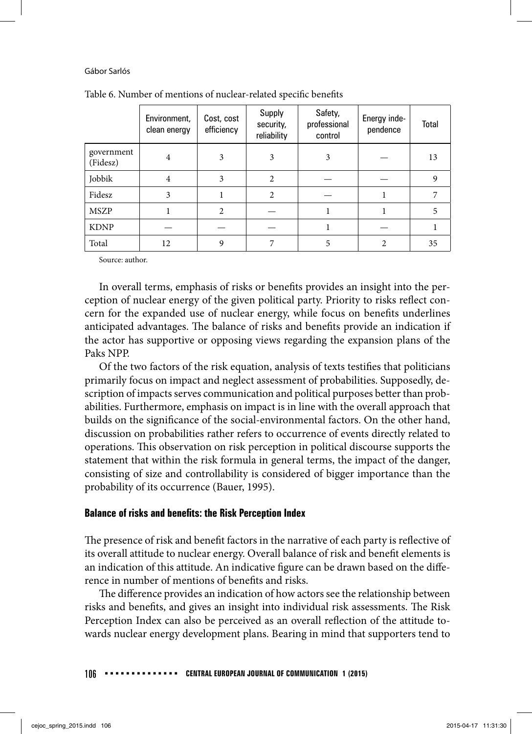Table 6. Number of mentions of nuclear-related specific benefits

| | Environment, clean energy | Cost, cost efficiency | Supply security, reliability | Safety, professional control | Energy independence | Total |
|---|---|---|---|---|---|---|
| government (Fidesz) | 4 | 3 | 3 | 3 | — | 13 |
| Jobbik | 4 | 3 | 2 | — | — | 9 |
| Fidesz | 3 | 1 | 2 | — | 1 | 7 |
| MSZP | 1 | 2 | — | 1 | 1 | 5 |
| KDNP | — | — | — | 1 | — | 1 |
| Total | 12 | 9 | 7 | 5 | 2 | 35 |

Source: author.

In overall terms, emphasis of risks or benefits provides an insight into the perception of nuclear energy of the given political party. Priority to risks reflect concern for the expanded use of nuclear energy, while focus on benefits underlines anticipated advantages. The balance of risks and benefits provide an indication if the actor has supportive or opposing views regarding the expansion plans of the Paks NPP.

Of the two factors of the risk equation, analysis of texts testifies that politicians primarily focus on impact and neglect assessment of probabilities. Supposedly, description of impacts serves communication and political purposes better than probabilities. Furthermore, emphasis on impact is in line with the overall approach that builds on the significance of the social-environmental factors. On the other hand, discussion on probabilities rather refers to occurrence of events directly related to operations. This observation on risk perception in political discourse supports the statement that within the risk formula in general terms, the impact of the danger, consisting of size and controllability is considered of bigger importance than the probability of its occurrence (Bauer, 1995).

### Balance of risks and benefits: the Risk Perception Index

The presence of risk and benefit factors in the narrative of each party is reflective of its overall attitude to nuclear energy. Overall balance of risk and benefit elements is an indication of this attitude. An indicative figure can be drawn based on the difference in number of mentions of benefits and risks.

The difference provides an indication of how actors see the relationship between risks and benefits, and gives an insight into individual risk assessments. The Risk Perception Index can also be perceived as an overall reflection of the attitude towards nuclear energy development plans. Bearing in mind that supporters tend to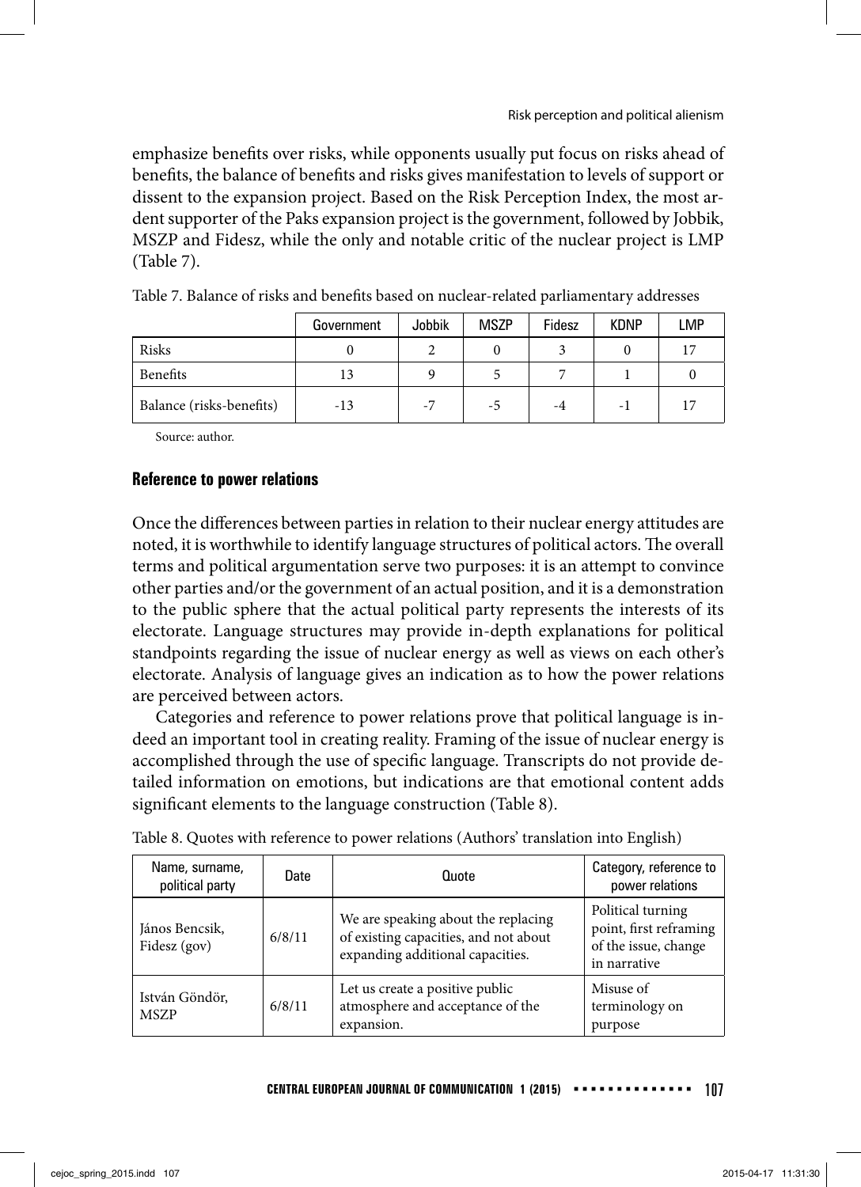emphasize benefits over risks, while opponents usually put focus on risks ahead of benefits, the balance of benefits and risks gives manifestation to levels of support or dissent to the expansion project. Based on the Risk Perception Index, the most ardent supporter of the Paks expansion project is the government, followed by Jobbik, MSZP and Fidesz, while the only and notable critic of the nuclear project is LMP (Table 7).

Table 7. Balance of risks and benefits based on nuclear-related parliamentary addresses

| | Government | Jobbik | MSZP | Fidesz | KDNP | LMP |
|---|---|---|---|---|---|---|
| Risks | 0 | 2 | 0 | 3 | 0 | 17 |
| Benefits | 13 | 9 | 5 | 7 | 1 | 0 |
| Balance (risks-benefits) | -13 | -7 | -5 | -4 | -1 | 17 |

Source: author.

### Reference to power relations

Once the differences between parties in relation to their nuclear energy attitudes are noted, it is worthwhile to identify language structures of political actors. The overall terms and political argumentation serve two purposes: it is an attempt to convince other parties and/or the government of an actual position, and it is a demonstration to the public sphere that the actual political party represents the interests of its electorate. Language structures may provide in-depth explanations for political standpoints regarding the issue of nuclear energy as well as views on each other's electorate. Analysis of language gives an indication as to how the power relations are perceived between actors.

Categories and reference to power relations prove that political language is indeed an important tool in creating reality. Framing of the issue of nuclear energy is accomplished through the use of specific language. Transcripts do not provide detailed information on emotions, but indications are that emotional content adds significant elements to the language construction (Table 8).

Table 8. Quotes with reference to power relations (Authors' translation into English)

| Name, surname, political party | Date | Quote | Category, reference to power relations |
|---|---|---|---|
| János Bencsik, Fidesz (gov) | 6/8/11 | We are speaking about the replacing of existing capacities, and not about expanding additional capacities. | Political turning point, first reframing of the issue, change in narrative |
| István Göndör, MSZP | 6/8/11 | Let us create a positive public atmosphere and acceptance of the expansion. | Misuse of terminology on purpose |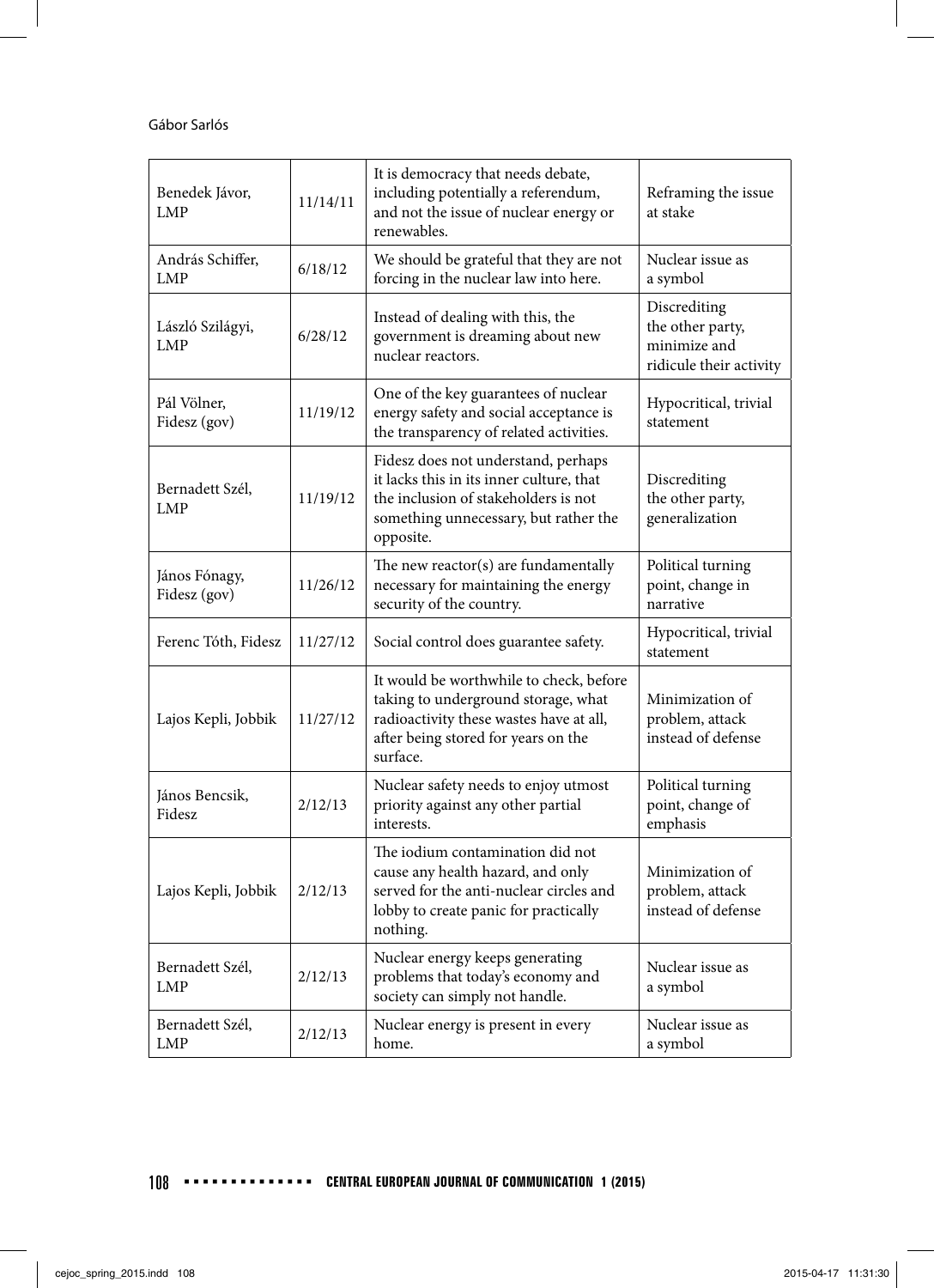| | | | |
|---|---|---|---|
| Benedek Jávor, LMP | 11/14/11 | It is democracy that needs debate, including potentially a referendum, and not the issue of nuclear energy or renewables. | Reframing the issue at stake |
| András Schiffer, LMP | 6/18/12 | We should be grateful that they are not forcing in the nuclear law into here. | Nuclear issue as a symbol |
| László Szilágyi, LMP | 6/28/12 | Instead of dealing with this, the government is dreaming about new nuclear reactors. | Discrediting the other party, minimize and ridicule their activity |
| Pál Völner, Fidesz (gov) | 11/19/12 | One of the key guarantees of nuclear energy safety and social acceptance is the transparency of related activities. | Hypocritical, trivial statement |
| Bernadett Szél, LMP | 11/19/12 | Fidesz does not understand, perhaps it lacks this in its inner culture, that the inclusion of stakeholders is not something unnecessary, but rather the opposite. | Discrediting the other party, generalization |
| János Fónagy, Fidesz (gov) | 11/26/12 | The new reactor(s) are fundamentally necessary for maintaining the energy security of the country. | Political turning point, change in narrative |
| Ferenc Tóth, Fidesz | 11/27/12 | Social control does guarantee safety. | Hypocritical, trivial statement |
| Lajos Kepli, Jobbik | 11/27/12 | It would be worthwhile to check, before taking to underground storage, what radioactivity these wastes have at all, after being stored for years on the surface. | Minimization of problem, attack instead of defense |
| János Bencsik, Fidesz | 2/12/13 | Nuclear safety needs to enjoy utmost priority against any other partial interests. | Political turning point, change of emphasis |
| Lajos Kepli, Jobbik | 2/12/13 | The iodium contamination did not cause any health hazard, and only served for the anti-nuclear circles and lobby to create panic for practically nothing. | Minimization of problem, attack instead of defense |
| Bernadett Szél, LMP | 2/12/13 | Nuclear energy keeps generating problems that today's economy and society can simply not handle. | Nuclear issue as a symbol |
| Bernadett Szél, LMP | 2/12/13 | Nuclear energy is present in every home. | Nuclear issue as a symbol |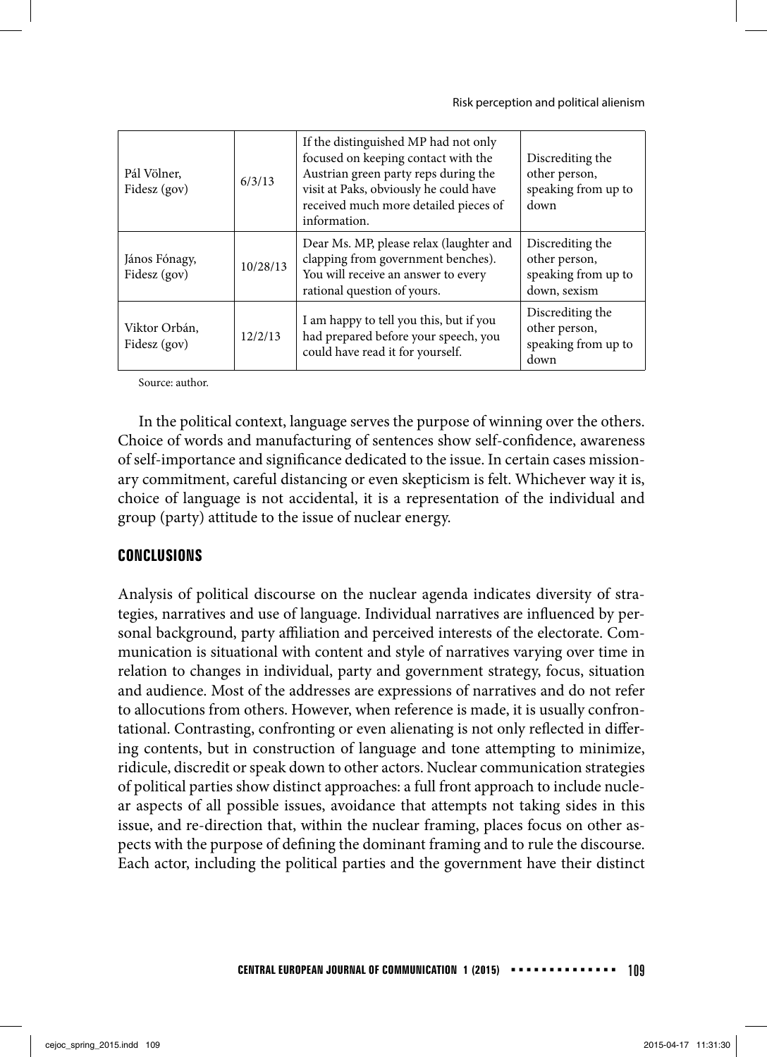| | | | |
|---|---|---|---|
| Pál Völner, Fidesz (gov) | 6/3/13 | If the distinguished MP had not only focused on keeping contact with the Austrian green party reps during the visit at Paks, obviously he could have received much more detailed pieces of information. | Discrediting the other person, speaking from up to down |
| János Fónagy, Fidesz (gov) | 10/28/13 | Dear Ms. MP, please relax (laughter and clapping from government benches). You will receive an answer to every rational question of yours. | Discrediting the other person, speaking from up to down, sexism |
| Viktor Orbán, Fidesz (gov) | 12/2/13 | I am happy to tell you this, but if you had prepared before your speech, you could have read it for yourself. | Discrediting the other person, speaking from up to down |

Source: author.

In the political context, language serves the purpose of winning over the others. Choice of words and manufacturing of sentences show self-confidence, awareness of self-importance and significance dedicated to the issue. In certain cases missionary commitment, careful distancing or even skepticism is felt. Whichever way it is, choice of language is not accidental, it is a representation of the individual and group (party) attitude to the issue of nuclear energy.

## CONCLUSIONS

Analysis of political discourse on the nuclear agenda indicates diversity of strategies, narratives and use of language. Individual narratives are influenced by personal background, party affiliation and perceived interests of the electorate. Communication is situational with content and style of narratives varying over time in relation to changes in individual, party and government strategy, focus, situation and audience. Most of the addresses are expressions of narratives and do not refer to allocutions from others. However, when reference is made, it is usually confrontational. Contrasting, confronting or even alienating is not only reflected in differing contents, but in construction of language and tone attempting to minimize, ridicule, discredit or speak down to other actors. Nuclear communication strategies of political parties show distinct approaches: a full front approach to include nuclear aspects of all possible issues, avoidance that attempts not taking sides in this issue, and re-direction that, within the nuclear framing, places focus on other aspects with the purpose of defining the dominant framing and to rule the discourse. Each actor, including the political parties and the government have their distinct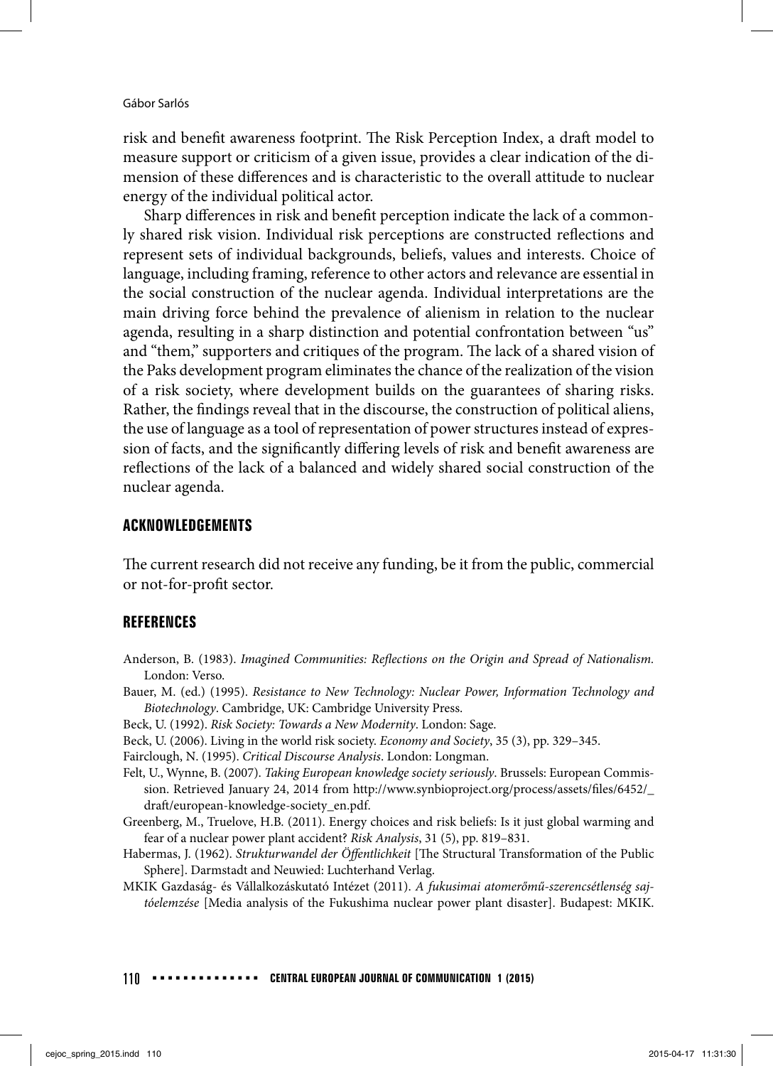risk and benefit awareness footprint. The Risk Perception Index, a draft model to measure support or criticism of a given issue, provides a clear indication of the dimension of these differences and is characteristic to the overall attitude to nuclear energy of the individual political actor.

Sharp differences in risk and benefit perception indicate the lack of a commonly shared risk vision. Individual risk perceptions are constructed reflections and represent sets of individual backgrounds, beliefs, values and interests. Choice of language, including framing, reference to other actors and relevance are essential in the social construction of the nuclear agenda. Individual interpretations are the main driving force behind the prevalence of alienism in relation to the nuclear agenda, resulting in a sharp distinction and potential confrontation between "us" and "them," supporters and critiques of the program. The lack of a shared vision of the Paks development program eliminates the chance of the realization of the vision of a risk society, where development builds on the guarantees of sharing risks. Rather, the findings reveal that in the discourse, the construction of political aliens, the use of language as a tool of representation of power structures instead of expression of facts, and the significantly differing levels of risk and benefit awareness are reflections of the lack of a balanced and widely shared social construction of the nuclear agenda.

## ACKNOWLEDGEMENTS

The current research did not receive any funding, be it from the public, commercial or not-for-profit sector.

## REFERENCES

Anderson, B. (1983). *Imagined Communities: Reflections on the Origin and Spread of Nationalism.* London: Verso.

Bauer, M. (ed.) (1995). *Resistance to New Technology: Nuclear Power, Information Technology and Biotechnology*. Cambridge, UK: Cambridge University Press.

Beck, U. (1992). *Risk Society: Towards a New Modernity*. London: Sage.

Beck, U. (2006). Living in the world risk society. *Economy and Society*, 35 (3), pp. 329–345.

Fairclough, N. (1995). *Critical Discourse Analysis*. London: Longman.

Felt, U., Wynne, B. (2007). *Taking European knowledge society seriously*. Brussels: European Commission. Retrieved January 24, 2014 from http://www.synbioproject.org/process/assets/files/6452/_draft/european-knowledge-society_en.pdf.

Greenberg, M., Truelove, H.B. (2011). Energy choices and risk beliefs: Is it just global warming and fear of a nuclear power plant accident? *Risk Analysis*, 31 (5), pp. 819–831.

Habermas, J. (1962). *Strukturwandel der Öffentlichkeit* [The Structural Transformation of the Public Sphere]. Darmstadt and Neuwied: Luchterhand Verlag.

MKIK Gazdaság- és Vállalkozáskutató Intézet (2011). *A fukusimai atomerőmű-szerencsétlenség sajtóelemzése* [Media analysis of the Fukushima nuclear power plant disaster]. Budapest: MKIK.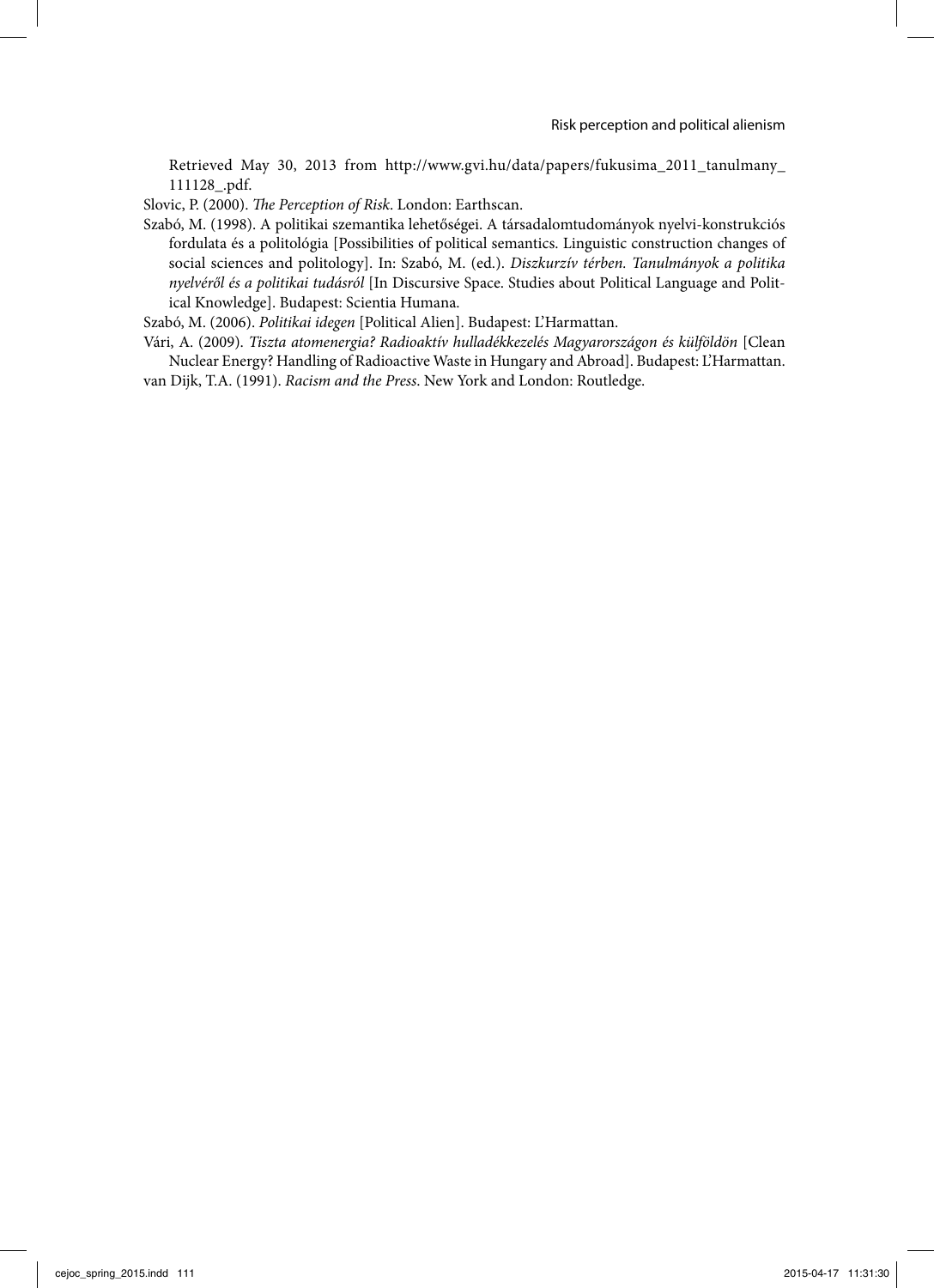Retrieved May 30, 2013 from http://www.gvi.hu/data/papers/fukusima_2011_tanulmany_111128_.pdf.

Slovic, P. (2000). *The Perception of Risk*. London: Earthscan.

Szabó, M. (1998). A politikai szemantika lehetőségei. A társadalomtudományok nyelvi-konstrukciós fordulata és a politológia [Possibilities of political semantics. Linguistic construction changes of social sciences and politology]. In: Szabó, M. (ed.). *Diszkurzív térben. Tanulmányok a politika nyelvéről és a politikai tudásról* [In Discursive Space. Studies about Political Language and Political Knowledge]. Budapest: Scientia Humana.

Szabó, M. (2006). *Politikai idegen* [Political Alien]. Budapest: L'Harmattan.

Vári, A. (2009). *Tiszta atomenergia? Radioaktív hulladékkezelés Magyarországon és külföldön* [Clean Nuclear Energy? Handling of Radioactive Waste in Hungary and Abroad]. Budapest: L'Harmattan.

van Dijk, T.A. (1991). *Racism and the Press*. New York and London: Routledge.